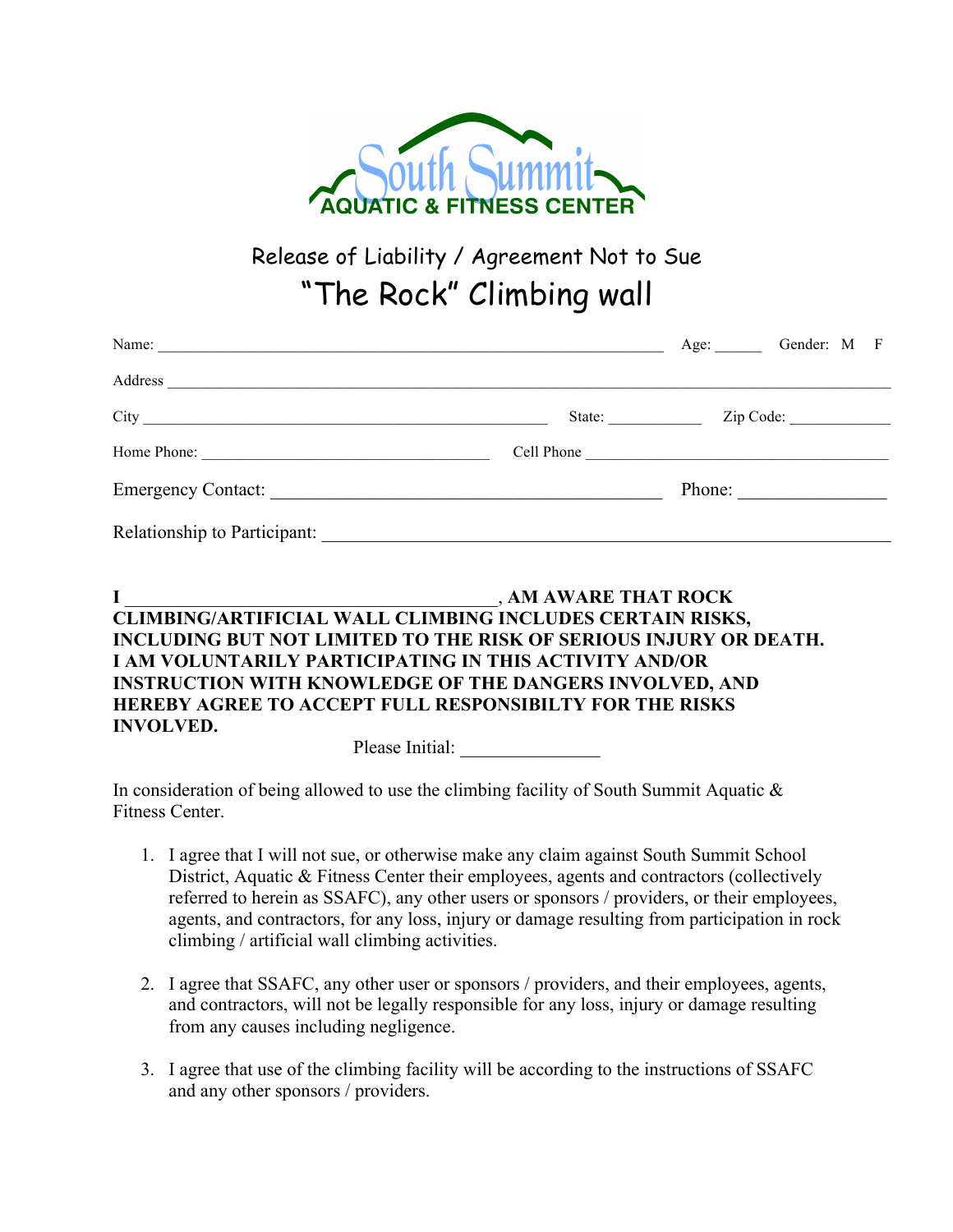South Summit
AQUATIC & FITNESS CENTER

# Release of Liability / Agreement Not to Sue

# "The Rock" Climbing wall

Name: ________________________________________________ Age: ______ Gender: M F

Address ____________________________________________________________________

City ______________________________________ State: ___________ Zip Code: ____________

Home Phone: ____________________________ Cell Phone ______________________________

Emergency Contact: ___________________________________ Phone: _______________

Relationship to Participant: ________________________________________________________

**I ______________________________________, AM AWARE THAT ROCK CLIMBING/ARTIFICIAL WALL CLIMBING INCLUDES CERTAIN RISKS, INCLUDING BUT NOT LIMITED TO THE RISK OF SERIOUS INJURY OR DEATH. I AM VOLUNTARILY PARTICIPATING IN THIS ACTIVITY AND/OR INSTRUCTION WITH KNOWLEDGE OF THE DANGERS INVOLVED, AND HEREBY AGREE TO ACCEPT FULL RESPONSIBILTY FOR THE RISKS INVOLVED.**

Please Initial: ______________

In consideration of being allowed to use the climbing facility of South Summit Aquatic & Fitness Center.

1. I agree that I will not sue, or otherwise make any claim against South Summit School District, Aquatic & Fitness Center their employees, agents and contractors (collectively referred to herein as SSAFC), any other users or sponsors / providers, or their employees, agents, and contractors, for any loss, injury or damage resulting from participation in rock climbing / artificial wall climbing activities.

2. I agree that SSAFC, any other user or sponsors / providers, and their employees, agents, and contractors, will not be legally responsible for any loss, injury or damage resulting from any causes including negligence.

3. I agree that use of the climbing facility will be according to the instructions of SSAFC and any other sponsors / providers.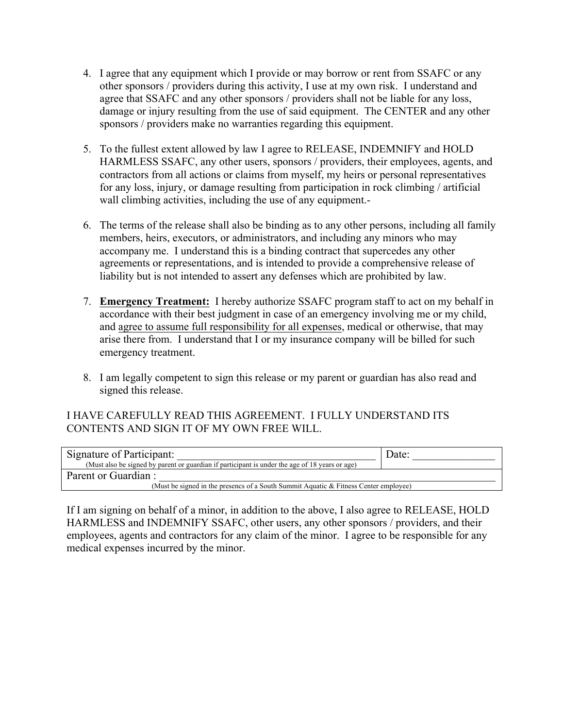4. I agree that any equipment which I provide or may borrow or rent from SSAFC or any other sponsors / providers during this activity, I use at my own risk. I understand and agree that SSAFC and any other sponsors / providers shall not be liable for any loss, damage or injury resulting from the use of said equipment. The CENTER and any other sponsors / providers make no warranties regarding this equipment.

5. To the fullest extent allowed by law I agree to RELEASE, INDEMNIFY and HOLD HARMLESS SSAFC, any other users, sponsors / providers, their employees, agents, and contractors from all actions or claims from myself, my heirs or personal representatives for any loss, injury, or damage resulting from participation in rock climbing / artificial wall climbing activities, including the use of any equipment.-

6. The terms of the release shall also be binding as to any other persons, including all family members, heirs, executors, or administrators, and including any minors who may accompany me. I understand this is a binding contract that supercedes any other agreements or representations, and is intended to provide a comprehensive release of liability but is not intended to assert any defenses which are prohibited by law.

7. **Emergency Treatment:** I hereby authorize SSAFC program staff to act on my behalf in accordance with their best judgment in case of an emergency involving me or my child, and agree to assume full responsibility for all expenses, medical or otherwise, that may arise there from. I understand that I or my insurance company will be billed for such emergency treatment.

8. I am legally competent to sign this release or my parent or guardian has also read and signed this release.

I HAVE CAREFULLY READ THIS AGREEMENT. I FULLY UNDERSTAND ITS CONTENTS AND SIGN IT OF MY OWN FREE WILL.

| | |
|---|---|
| Signature of Participant: ______________________________ (Must also be signed by parent or guardian if participant is under the age of 18 years or age) | Date: _______________ |
| Parent or Guardian : ______________________________ (Must be signed in the presencs of a South Summit Aquatic & Fitness Center employee) | |

If I am signing on behalf of a minor, in addition to the above, I also agree to RELEASE, HOLD HARMLESS and INDEMNIFY SSAFC, other users, any other sponsors / providers, and their employees, agents and contractors for any claim of the minor. I agree to be responsible for any medical expenses incurred by the minor.